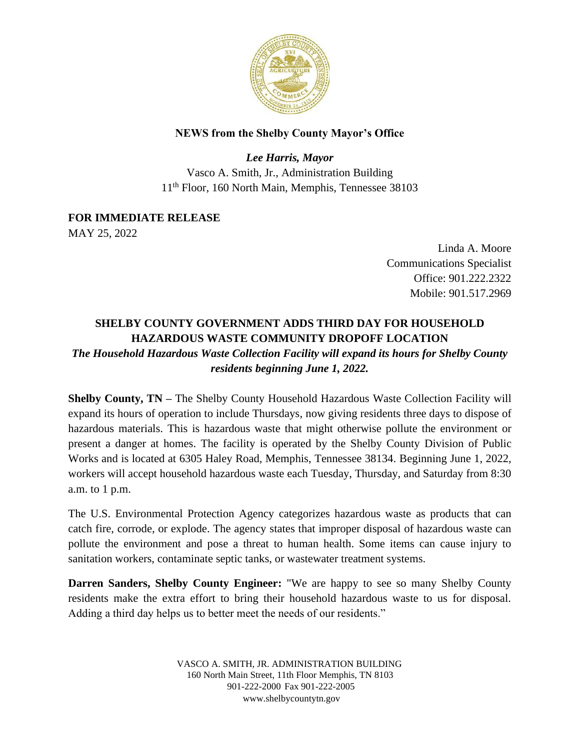**NEWS from the Shelby County Mayor's Office**

***Lee Harris, Mayor***

Vasco A. Smith, Jr., Administration Building
11th Floor, 160 North Main, Memphis, Tennessee 38103

**FOR IMMEDIATE RELEASE**
MAY 25, 2022

Linda A. Moore
Communications Specialist
Office: 901.222.2322
Mobile: 901.517.2969

## SHELBY COUNTY GOVERNMENT ADDS THIRD DAY FOR HOUSEHOLD HAZARDOUS WASTE COMMUNITY DROPOFF LOCATION

***The Household Hazardous Waste Collection Facility will expand its hours for Shelby County residents beginning June 1, 2022.***

**Shelby County, TN –** The Shelby County Household Hazardous Waste Collection Facility will expand its hours of operation to include Thursdays, now giving residents three days to dispose of hazardous materials. This is hazardous waste that might otherwise pollute the environment or present a danger at homes. The facility is operated by the Shelby County Division of Public Works and is located at 6305 Haley Road, Memphis, Tennessee 38134. Beginning June 1, 2022, workers will accept household hazardous waste each Tuesday, Thursday, and Saturday from 8:30 a.m. to 1 p.m.

The U.S. Environmental Protection Agency categorizes hazardous waste as products that can catch fire, corrode, or explode. The agency states that improper disposal of hazardous waste can pollute the environment and pose a threat to human health. Some items can cause injury to sanitation workers, contaminate septic tanks, or wastewater treatment systems.

**Darren Sanders, Shelby County Engineer:** "We are happy to see so many Shelby County residents make the extra effort to bring their household hazardous waste to us for disposal. Adding a third day helps us to better meet the needs of our residents."

VASCO A. SMITH, JR. ADMINISTRATION BUILDING
160 North Main Street, 11th Floor Memphis, TN 8103
901-222-2000 Fax 901-222-2005
www.shelbycountytn.gov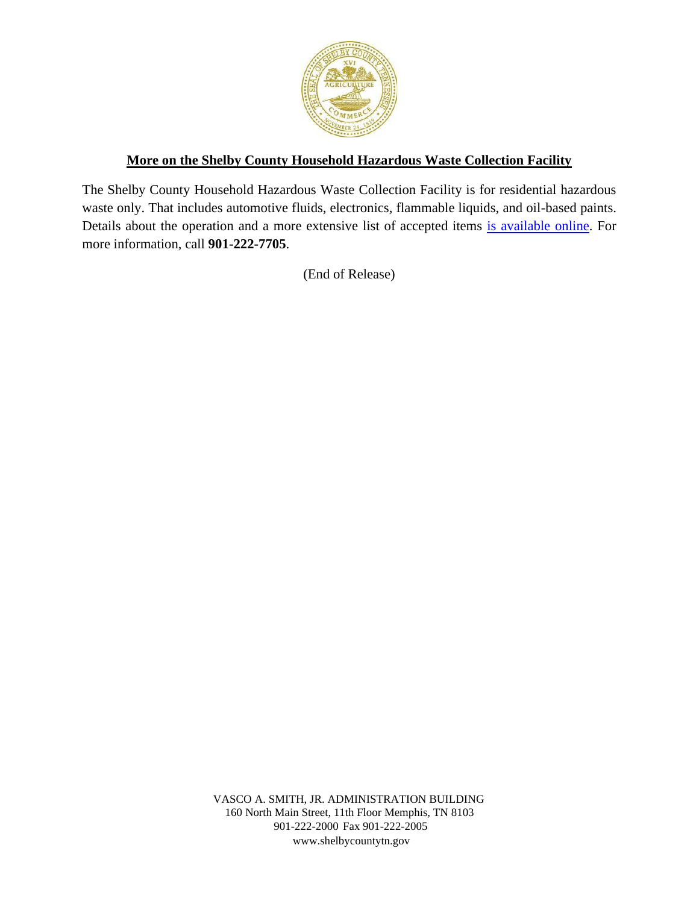## More on the Shelby County Household Hazardous Waste Collection Facility

The Shelby County Household Hazardous Waste Collection Facility is for residential hazardous waste only. That includes automotive fluids, electronics, flammable liquids, and oil-based paints. Details about the operation and a more extensive list of accepted items is available online. For more information, call **901-222-7705**.

(End of Release)

VASCO A. SMITH, JR. ADMINISTRATION BUILDING
160 North Main Street, 11th Floor Memphis, TN 8103
901-222-2000 Fax 901-222-2005
www.shelbycountytn.gov